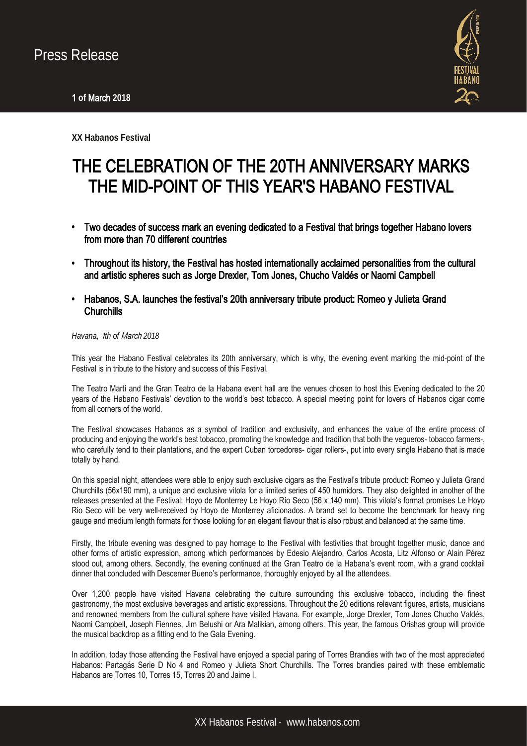Press Release

1 of March 2018

**XX Habanos Festival**

# THE CELEBRATION OF THE 20TH ANNIVERSARY MARKS THE MID-POINT OF THIS YEAR'S HABANO FESTIVAL

- Two decades of success mark an evening dedicated to a Festival that brings together Habano lovers from more than 70 different countries
- Throughout its history, the Festival has hosted internationally acclaimed personalities from the cultural and artistic spheres such as Jorge Drexler, Tom Jones, Chucho Valdés or Naomi Campbell
- Habanos, S.A. launches the festival's 20th anniversary tribute product: Romeo y Julieta Grand Churchills

*Havana, 1th of March 2018*

This year the Habano Festival celebrates its 20th anniversary, which is why, the evening event marking the mid-point of the Festival is in tribute to the history and success of this Festival.

The Teatro Martí and the Gran Teatro de la Habana event hall are the venues chosen to host this Evening dedicated to the 20 years of the Habano Festivals' devotion to the world's best tobacco. A special meeting point for lovers of Habanos cigar come from all corners of the world.

The Festival showcases Habanos as a symbol of tradition and exclusivity, and enhances the value of the entire process of producing and enjoying the world's best tobacco, promoting the knowledge and tradition that both the vegueros- tobacco farmers-, who carefully tend to their plantations, and the expert Cuban torcedores- cigar rollers-, put into every single Habano that is made totally by hand.

On this special night, attendees were able to enjoy such exclusive cigars as the Festival's tribute product: Romeo y Julieta Grand Churchills (56x190 mm), a unique and exclusive vitola for a limited series of 450 humidors. They also delighted in another of the releases presented at the Festival: Hoyo de Monterrey Le Hoyo Río Seco (56 x 140 mm). This vitola's format promises Le Hoyo Rio Seco will be very well-received by Hoyo de Monterrey aficionados. A brand set to become the benchmark for heavy ring gauge and medium length formats for those looking for an elegant flavour that is also robust and balanced at the same time.

Firstly, the tribute evening was designed to pay homage to the Festival with festivities that brought together music, dance and other forms of artistic expression, among which performances by Edesio Alejandro, Carlos Acosta, Litz Alfonso or Alain Pérez stood out, among others. Secondly, the evening continued at the Gran Teatro de la Habana's event room, with a grand cocktail dinner that concluded with Descemer Bueno's performance, thoroughly enjoyed by all the attendees.

Over 1,200 people have visited Havana celebrating the culture surrounding this exclusive tobacco, including the finest gastronomy, the most exclusive beverages and artistic expressions. Throughout the 20 editions relevant figures, artists, musicians and renowned members from the cultural sphere have visited Havana. For example, Jorge Drexler, Tom Jones Chucho Valdés, Naomi Campbell, Joseph Fiennes, Jim Belushi or Ara Malikian, among others. This year, the famous Orishas group will provide the musical backdrop as a fitting end to the Gala Evening.

In addition, today those attending the Festival have enjoyed a special paring of Torres Brandies with two of the most appreciated Habanos: Partagás Serie D No 4 and Romeo y Julieta Short Churchills. The Torres brandies paired with these emblematic Habanos are Torres 10, Torres 15, Torres 20 and Jaime I.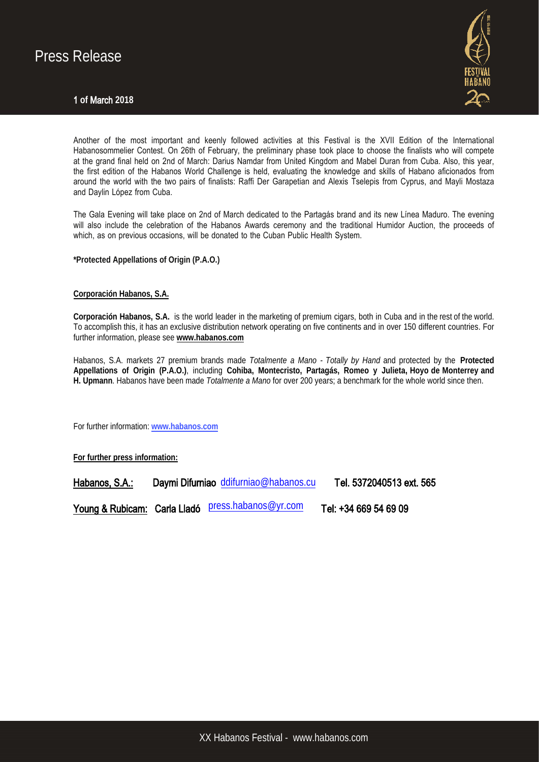Another of the most important and keenly followed activities at this Festival is the XVII Edition of the International Habanosommelier Contest. On 26th of February, the preliminary phase took place to choose the finalists who will compete at the grand final held on 2nd of March: Darius Namdar from United Kingdom and Mabel Duran from Cuba. Also, this year, the first edition of the Habanos World Challenge is held, evaluating the knowledge and skills of Habano aficionados from around the world with the two pairs of finalists: Raffi Der Garapetian and Alexis Tselepis from Cyprus, and Mayli Mostaza and Daylin López from Cuba.

The Gala Evening will take place on 2nd of March dedicated to the Partagás brand and its new Línea Maduro. The evening will also include the celebration of the Habanos Awards ceremony and the traditional Humidor Auction, the proceeds of which, as on previous occasions, will be donated to the Cuban Public Health System.

**\*Protected Appellations of Origin (P.A.O.)**

**Corporación Habanos, S.A.**

**Corporación Habanos, S.A.** is the world leader in the marketing of premium cigars, both in Cuba and in the rest of the world. To accomplish this, it has an exclusive distribution network operating on five continents and in over 150 different countries. For further information, please see **www.habanos.com**

Habanos, S.A. markets 27 premium brands made *Totalmente a Mano - Totally by Hand* and protected by the **Protected Appellations of Origin (P.A.O.)**, including **Cohiba, Montecristo, Partagás, Romeo y Julieta, Hoyo de Monterrey and H. Upmann**. Habanos have been made *Totalmente a Mano* for over 200 years; a benchmark for the whole world since then.

For further information: **www.habanos.com**

**For further press information:**

Habanos, S.A.: Daymi Difurniao ddifurniao@habanos.cu Tel. 5372040513 ext. 565

Young & Rubicam: Carla Lladó press.habanos@yr.com Tel: +34 669 54 69 09